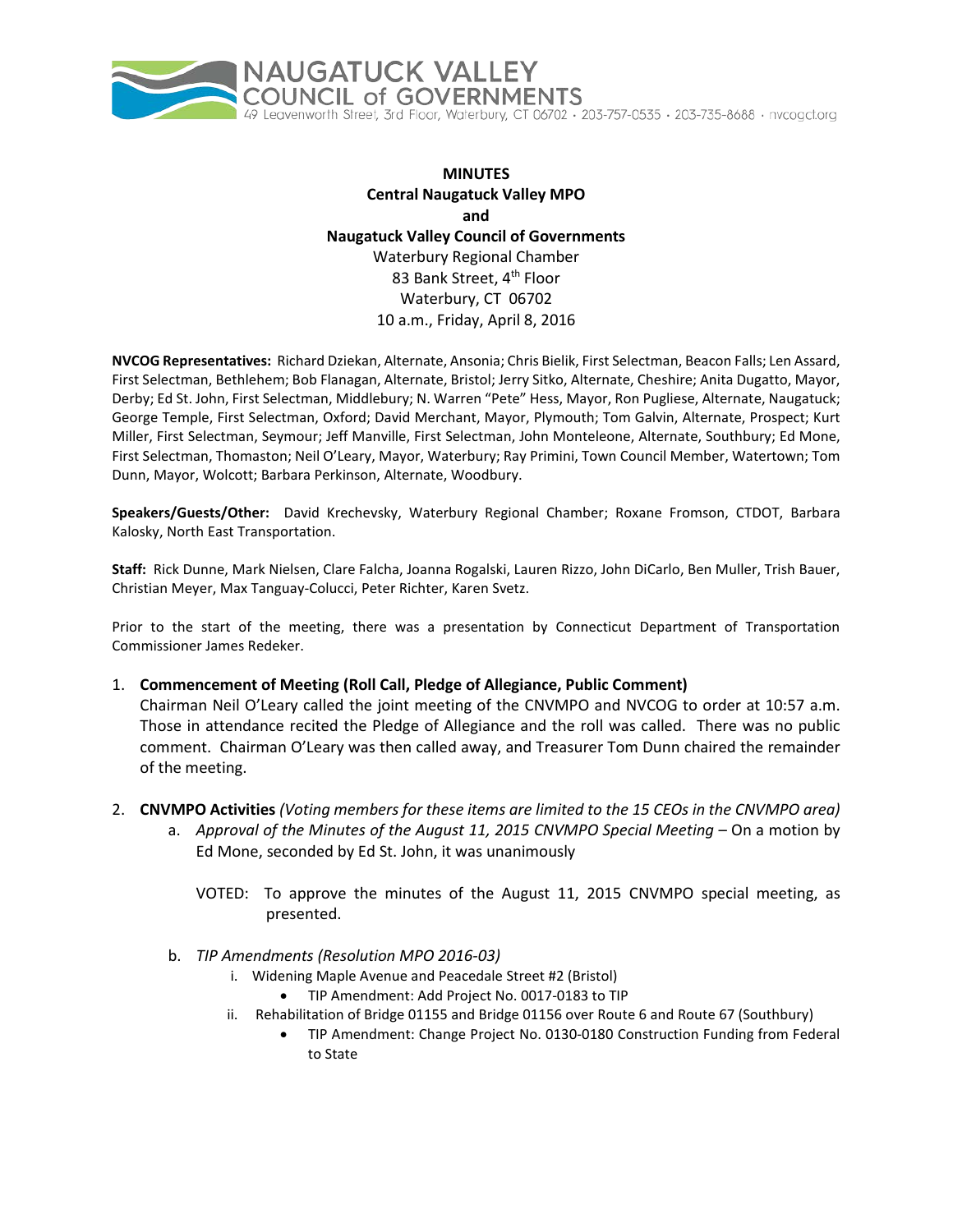NAUGATUCK VALLEY COUNCIL of GOVERNMENTS
49 Leavenworth Street, 3rd Floor, Waterbury, CT 06702 · 203-757-0535 · 203-735-8688 · nvcogct.org

**MINUTES**
**Central Naugatuck Valley MPO**
**and**
**Naugatuck Valley Council of Governments**
Waterbury Regional Chamber
83 Bank Street, 4th Floor
Waterbury, CT 06702
10 a.m., Friday, April 8, 2016

**NVCOG Representatives:** Richard Dziekan, Alternate, Ansonia; Chris Bielik, First Selectman, Beacon Falls; Len Assard, First Selectman, Bethlehem; Bob Flanagan, Alternate, Bristol; Jerry Sitko, Alternate, Cheshire; Anita Dugatto, Mayor, Derby; Ed St. John, First Selectman, Middlebury; N. Warren "Pete" Hess, Mayor, Ron Pugliese, Alternate, Naugatuck; George Temple, First Selectman, Oxford; David Merchant, Mayor, Plymouth; Tom Galvin, Alternate, Prospect; Kurt Miller, First Selectman, Seymour; Jeff Manville, First Selectman, John Monteleone, Alternate, Southbury; Ed Mone, First Selectman, Thomaston; Neil O'Leary, Mayor, Waterbury; Ray Primini, Town Council Member, Watertown; Tom Dunn, Mayor, Wolcott; Barbara Perkinson, Alternate, Woodbury.

**Speakers/Guests/Other:** David Krechevsky, Waterbury Regional Chamber; Roxane Fromson, CTDOT, Barbara Kalosky, North East Transportation.

**Staff:** Rick Dunne, Mark Nielsen, Clare Falcha, Joanna Rogalski, Lauren Rizzo, John DiCarlo, Ben Muller, Trish Bauer, Christian Meyer, Max Tanguay-Colucci, Peter Richter, Karen Svetz.

Prior to the start of the meeting, there was a presentation by Connecticut Department of Transportation Commissioner James Redeker.

1. **Commencement of Meeting (Roll Call, Pledge of Allegiance, Public Comment)**
   Chairman Neil O'Leary called the joint meeting of the CNVMPO and NVCOG to order at 10:57 a.m. Those in attendance recited the Pledge of Allegiance and the roll was called. There was no public comment. Chairman O'Leary was then called away, and Treasurer Tom Dunn chaired the remainder of the meeting.

2. **CNVMPO Activities** *(Voting members for these items are limited to the 15 CEOs in the CNVMPO area)*
   a. *Approval of the Minutes of the August 11, 2015 CNVMPO Special Meeting* – On a motion by Ed Mone, seconded by Ed St. John, it was unanimously

      VOTED: To approve the minutes of the August 11, 2015 CNVMPO special meeting, as presented.

   b. *TIP Amendments (Resolution MPO 2016-03)*
      i. Widening Maple Avenue and Peacedale Street #2 (Bristol)
         - TIP Amendment: Add Project No. 0017-0183 to TIP
      ii. Rehabilitation of Bridge 01155 and Bridge 01156 over Route 6 and Route 67 (Southbury)
         - TIP Amendment: Change Project No. 0130-0180 Construction Funding from Federal to State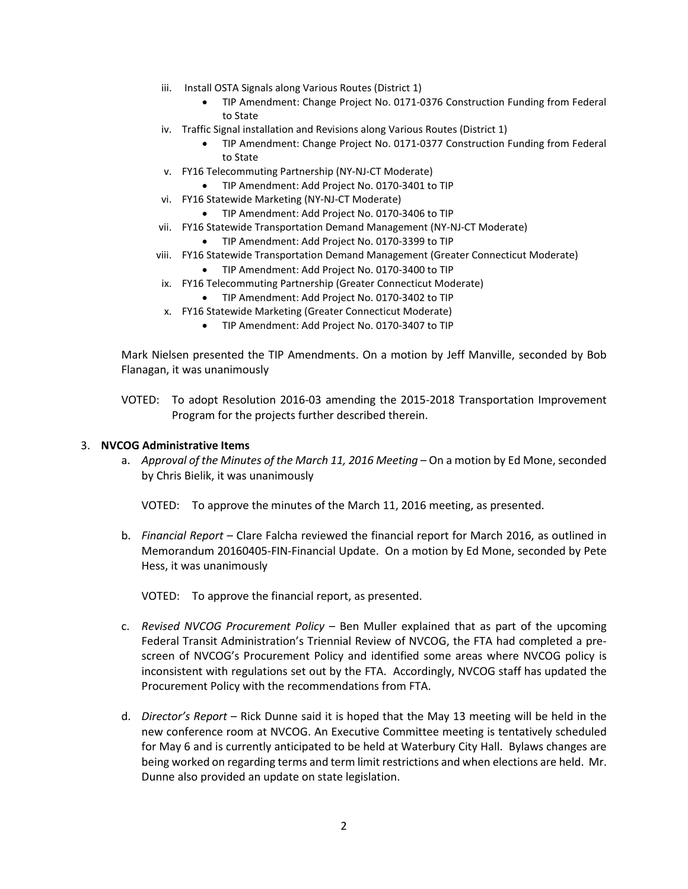iii. Install OSTA Signals along Various Routes (District 1)
   - TIP Amendment: Change Project No. 0171-0376 Construction Funding from Federal to State

iv. Traffic Signal installation and Revisions along Various Routes (District 1)
   - TIP Amendment: Change Project No. 0171-0377 Construction Funding from Federal to State

v. FY16 Telecommuting Partnership (NY-NJ-CT Moderate)
   - TIP Amendment: Add Project No. 0170-3401 to TIP

vi. FY16 Statewide Marketing (NY-NJ-CT Moderate)
   - TIP Amendment: Add Project No. 0170-3406 to TIP

vii. FY16 Statewide Transportation Demand Management (NY-NJ-CT Moderate)
   - TIP Amendment: Add Project No. 0170-3399 to TIP

viii. FY16 Statewide Transportation Demand Management (Greater Connecticut Moderate)
   - TIP Amendment: Add Project No. 0170-3400 to TIP

ix. FY16 Telecommuting Partnership (Greater Connecticut Moderate)
   - TIP Amendment: Add Project No. 0170-3402 to TIP

x. FY16 Statewide Marketing (Greater Connecticut Moderate)
   - TIP Amendment: Add Project No. 0170-3407 to TIP

Mark Nielsen presented the TIP Amendments. On a motion by Jeff Manville, seconded by Bob Flanagan, it was unanimously

VOTED: To adopt Resolution 2016-03 amending the 2015-2018 Transportation Improvement Program for the projects further described therein.

3. **NVCOG Administrative Items**

   a. *Approval of the Minutes of the March 11, 2016 Meeting* – On a motion by Ed Mone, seconded by Chris Bielik, it was unanimously

   VOTED: To approve the minutes of the March 11, 2016 meeting, as presented.

   b. *Financial Report* – Clare Falcha reviewed the financial report for March 2016, as outlined in Memorandum 20160405-FIN-Financial Update. On a motion by Ed Mone, seconded by Pete Hess, it was unanimously

   VOTED: To approve the financial report, as presented.

   c. *Revised NVCOG Procurement Policy* – Ben Muller explained that as part of the upcoming Federal Transit Administration's Triennial Review of NVCOG, the FTA had completed a pre-screen of NVCOG's Procurement Policy and identified some areas where NVCOG policy is inconsistent with regulations set out by the FTA. Accordingly, NVCOG staff has updated the Procurement Policy with the recommendations from FTA.

   d. *Director's Report* – Rick Dunne said it is hoped that the May 13 meeting will be held in the new conference room at NVCOG. An Executive Committee meeting is tentatively scheduled for May 6 and is currently anticipated to be held at Waterbury City Hall. Bylaws changes are being worked on regarding terms and term limit restrictions and when elections are held. Mr. Dunne also provided an update on state legislation.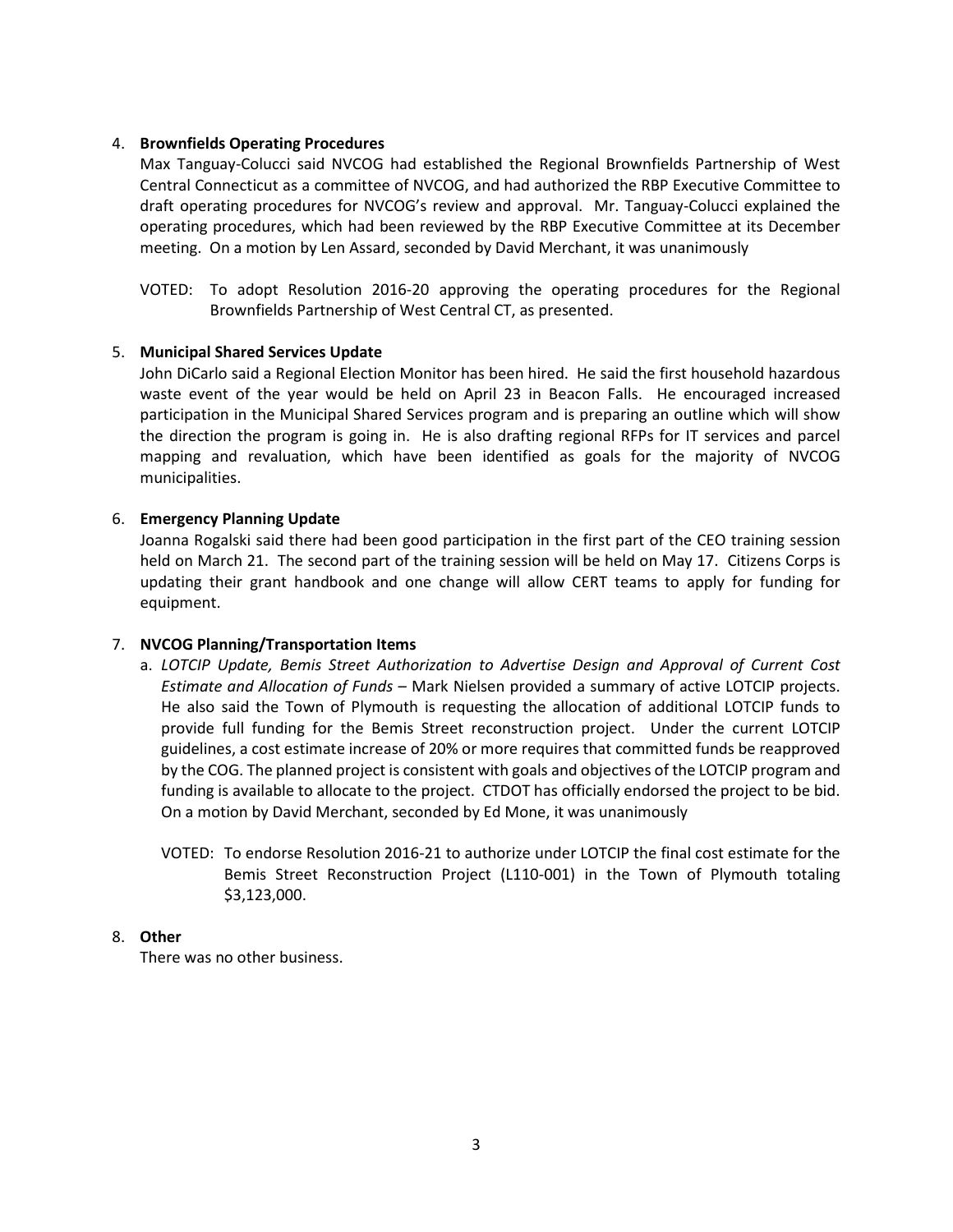4. **Brownfields Operating Procedures**

   Max Tanguay-Colucci said NVCOG had established the Regional Brownfields Partnership of West Central Connecticut as a committee of NVCOG, and had authorized the RBP Executive Committee to draft operating procedures for NVCOG's review and approval. Mr. Tanguay-Colucci explained the operating procedures, which had been reviewed by the RBP Executive Committee at its December meeting. On a motion by Len Assard, seconded by David Merchant, it was unanimously

   VOTED: To adopt Resolution 2016-20 approving the operating procedures for the Regional Brownfields Partnership of West Central CT, as presented.

5. **Municipal Shared Services Update**

   John DiCarlo said a Regional Election Monitor has been hired. He said the first household hazardous waste event of the year would be held on April 23 in Beacon Falls. He encouraged increased participation in the Municipal Shared Services program and is preparing an outline which will show the direction the program is going in. He is also drafting regional RFPs for IT services and parcel mapping and revaluation, which have been identified as goals for the majority of NVCOG municipalities.

6. **Emergency Planning Update**

   Joanna Rogalski said there had been good participation in the first part of the CEO training session held on March 21. The second part of the training session will be held on May 17. Citizens Corps is updating their grant handbook and one change will allow CERT teams to apply for funding for equipment.

7. **NVCOG Planning/Transportation Items**

   a. *LOTCIP Update, Bemis Street Authorization to Advertise Design and Approval of Current Cost Estimate and Allocation of Funds* – Mark Nielsen provided a summary of active LOTCIP projects. He also said the Town of Plymouth is requesting the allocation of additional LOTCIP funds to provide full funding for the Bemis Street reconstruction project. Under the current LOTCIP guidelines, a cost estimate increase of 20% or more requires that committed funds be reapproved by the COG. The planned project is consistent with goals and objectives of the LOTCIP program and funding is available to allocate to the project. CTDOT has officially endorsed the project to be bid. On a motion by David Merchant, seconded by Ed Mone, it was unanimously

      VOTED: To endorse Resolution 2016-21 to authorize under LOTCIP the final cost estimate for the Bemis Street Reconstruction Project (L110-001) in the Town of Plymouth totaling $3,123,000.

8. **Other**

   There was no other business.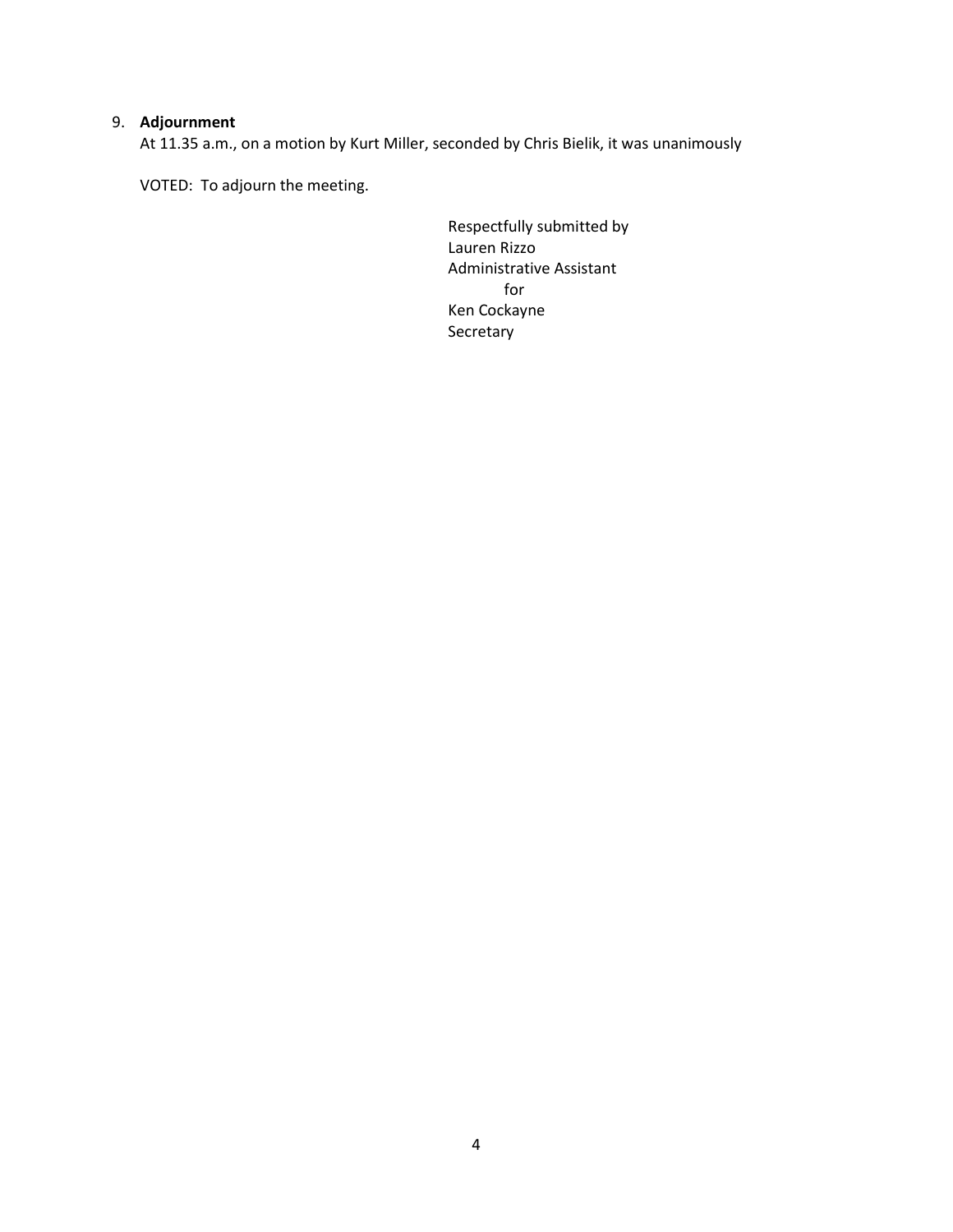9. **Adjournment**

   At 11.35 a.m., on a motion by Kurt Miller, seconded by Chris Bielik, it was unanimously

   VOTED: To adjourn the meeting.

Respectfully submitted by
Lauren Rizzo
Administrative Assistant
for
Ken Cockayne
Secretary